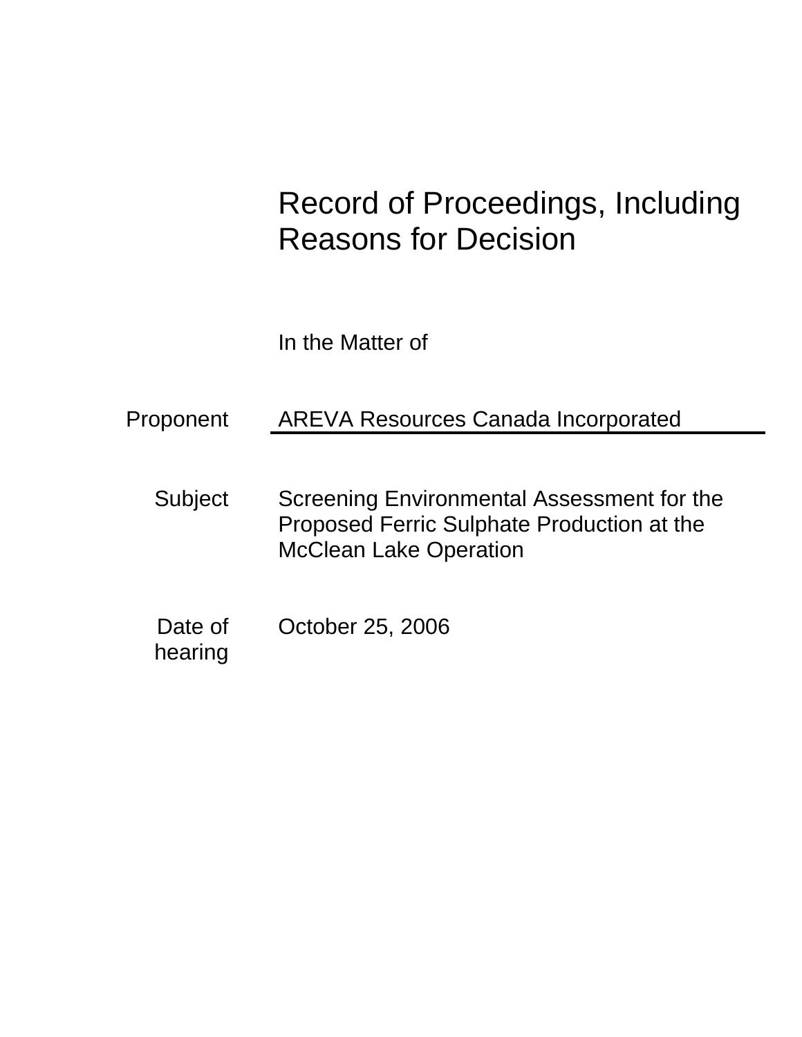# Record of Proceedings, Including Reasons for Decision

In the Matter of

| | |
|---|---|
| Proponent | AREVA Resources Canada Incorporated |
| Subject | Screening Environmental Assessment for the Proposed Ferric Sulphate Production at the McClean Lake Operation |
| Date of hearing | October 25, 2006 |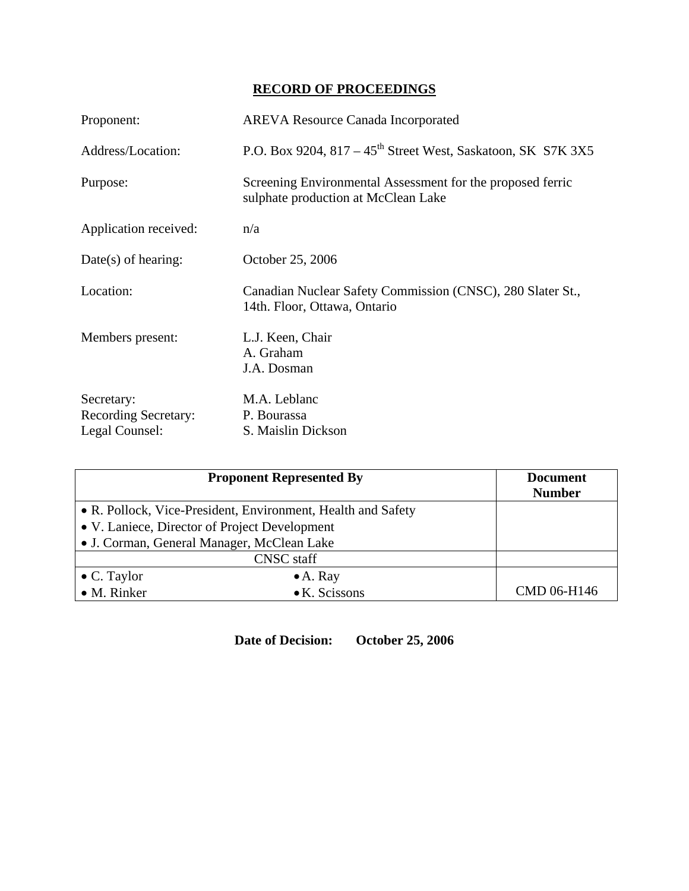# RECORD OF PROCEEDINGS

| | |
|---|---|
| Proponent: | AREVA Resource Canada Incorporated |
| Address/Location: | P.O. Box 9204, 817 – 45th Street West, Saskatoon, SK S7K 3X5 |
| Purpose: | Screening Environmental Assessment for the proposed ferric sulphate production at McClean Lake |
| Application received: | n/a |
| Date(s) of hearing: | October 25, 2006 |
| Location: | Canadian Nuclear Safety Commission (CNSC), 280 Slater St., 14th. Floor, Ottawa, Ontario |
| Members present: | L.J. Keen, Chair<br>A. Graham<br>J.A. Dosman |
| Secretary: | M.A. Leblanc |
| Recording Secretary: | P. Bourassa |
| Legal Counsel: | S. Maislin Dickson |

| Proponent Represented By | | Document Number |
|---|---|---|
| • R. Pollock, Vice-President, Environment, Health and Safety<br>• V. Laniece, Director of Project Development<br>• J. Corman, General Manager, McClean Lake | | |
| CNSC staff | | |
| • C. Taylor<br>• M. Rinker | • A. Ray<br>• K. Scissons | CMD 06-H146 |

**Date of Decision: October 25, 2006**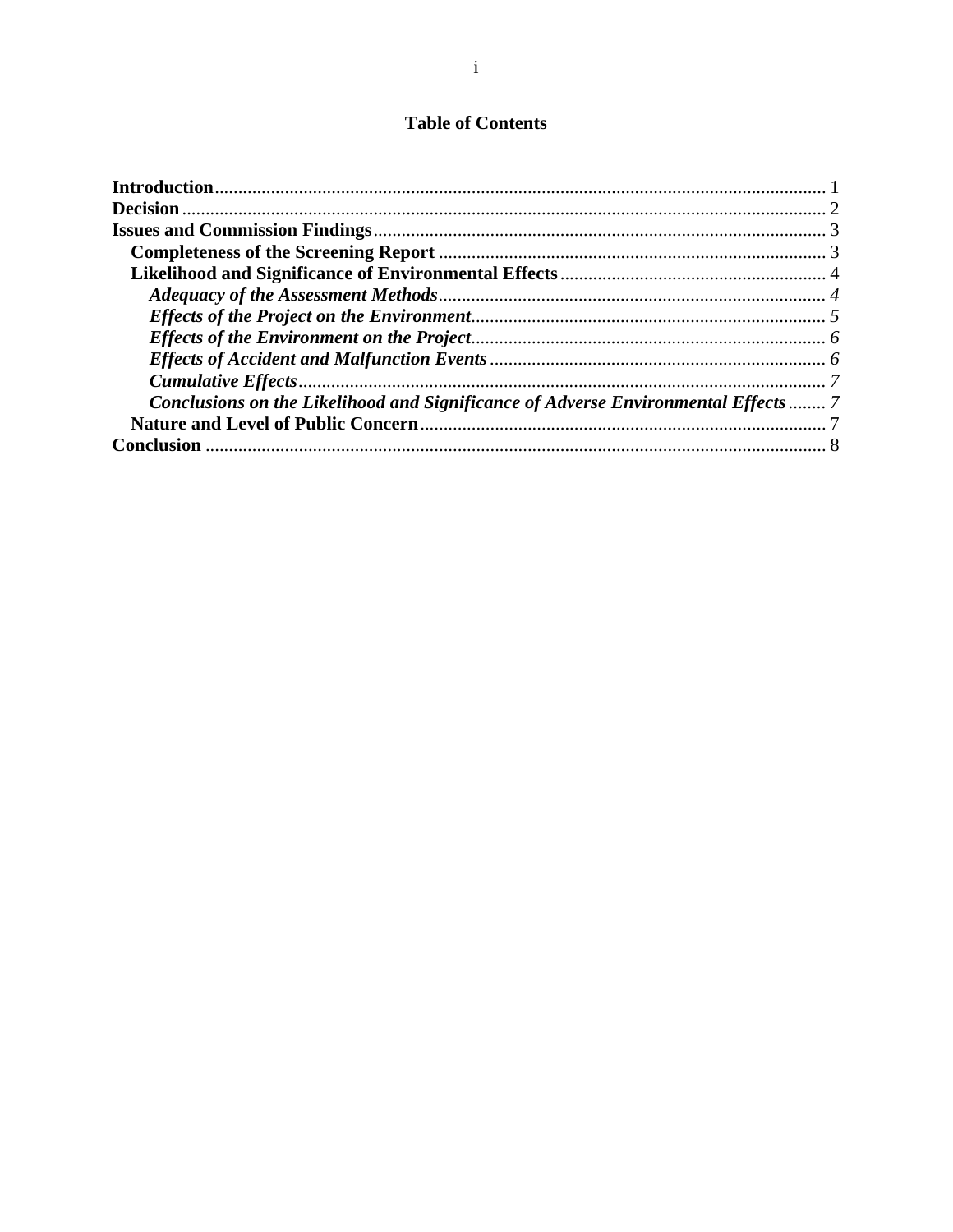# Table of Contents

**Introduction** .... 1
**Decision** .... 2
**Issues and Commission Findings** .... 3
- **Completeness of the Screening Report** .... 3
- **Likelihood and Significance of Environmental Effects** .... 4
  - ***Adequacy of the Assessment Methods*** .... *4*
  - ***Effects of the Project on the Environment*** .... *5*
  - ***Effects of the Environment on the Project*** .... *6*
  - ***Effects of Accident and Malfunction Events*** .... *6*
  - ***Cumulative Effects*** .... *7*
  - ***Conclusions on the Likelihood and Significance of Adverse Environmental Effects*** .... *7*
- **Nature and Level of Public Concern** .... 7

**Conclusion** .... 8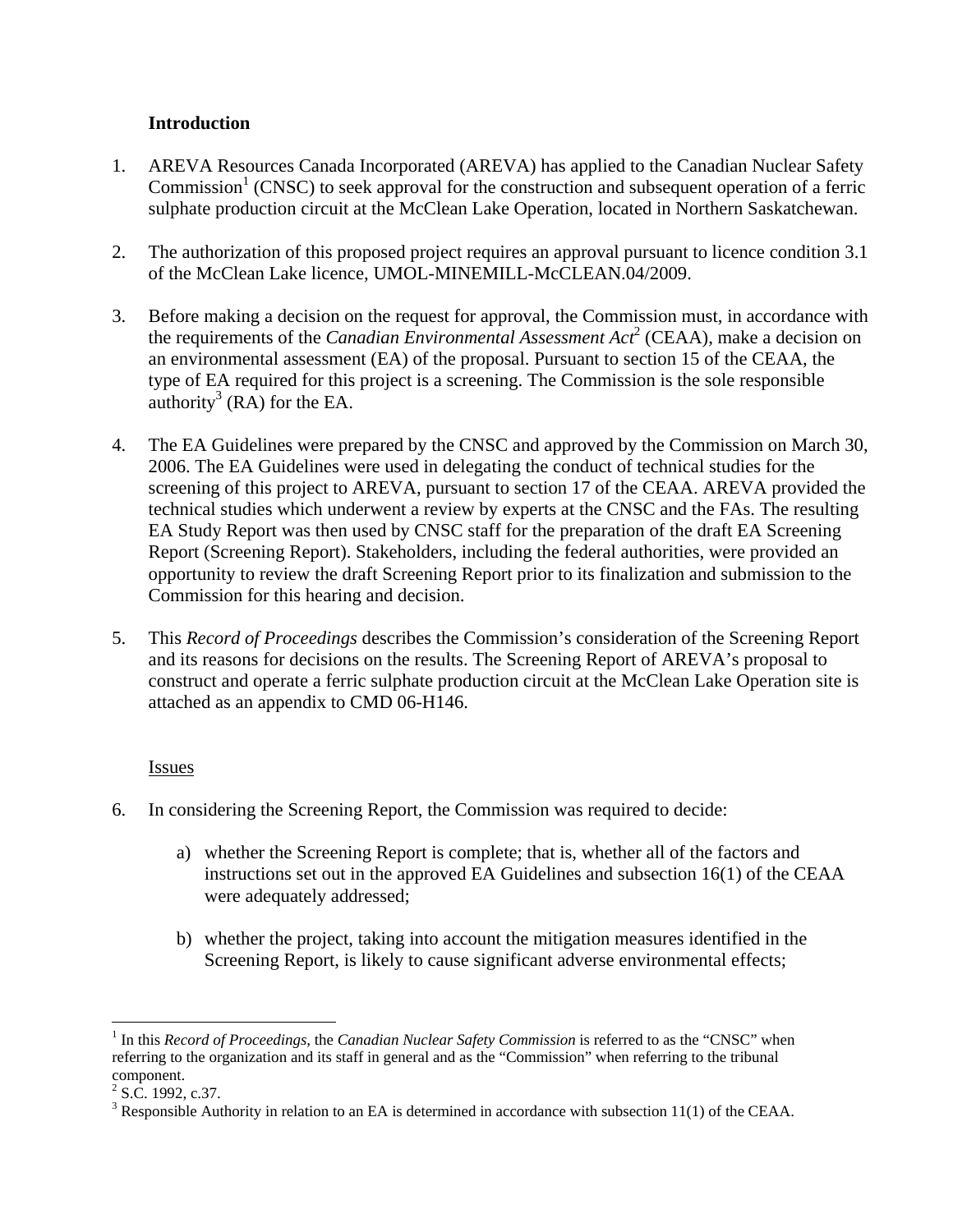**Introduction**

1. AREVA Resources Canada Incorporated (AREVA) has applied to the Canadian Nuclear Safety Commission[1] (CNSC) to seek approval for the construction and subsequent operation of a ferric sulphate production circuit at the McClean Lake Operation, located in Northern Saskatchewan.

2. The authorization of this proposed project requires an approval pursuant to licence condition 3.1 of the McClean Lake licence, UMOL-MINEMILL-McCLEAN.04/2009.

3. Before making a decision on the request for approval, the Commission must, in accordance with the requirements of the *Canadian Environmental Assessment Act*[2] (CEAA), make a decision on an environmental assessment (EA) of the proposal. Pursuant to section 15 of the CEAA, the type of EA required for this project is a screening. The Commission is the sole responsible authority[3] (RA) for the EA.

4. The EA Guidelines were prepared by the CNSC and approved by the Commission on March 30, 2006. The EA Guidelines were used in delegating the conduct of technical studies for the screening of this project to AREVA, pursuant to section 17 of the CEAA. AREVA provided the technical studies which underwent a review by experts at the CNSC and the FAs. The resulting EA Study Report was then used by CNSC staff for the preparation of the draft EA Screening Report (Screening Report). Stakeholders, including the federal authorities, were provided an opportunity to review the draft Screening Report prior to its finalization and submission to the Commission for this hearing and decision.

5. This *Record of Proceedings* describes the Commission's consideration of the Screening Report and its reasons for decisions on the results. The Screening Report of AREVA's proposal to construct and operate a ferric sulphate production circuit at the McClean Lake Operation site is attached as an appendix to CMD 06-H146.

Issues

6. In considering the Screening Report, the Commission was required to decide:

   a) whether the Screening Report is complete; that is, whether all of the factors and instructions set out in the approved EA Guidelines and subsection 16(1) of the CEAA were adequately addressed;

   b) whether the project, taking into account the mitigation measures identified in the Screening Report, is likely to cause significant adverse environmental effects;

---

[1] In this *Record of Proceedings*, the *Canadian Nuclear Safety Commission* is referred to as the "CNSC" when referring to the organization and its staff in general and as the "Commission" when referring to the tribunal component.

[2] S.C. 1992, c.37.

[3] Responsible Authority in relation to an EA is determined in accordance with subsection 11(1) of the CEAA.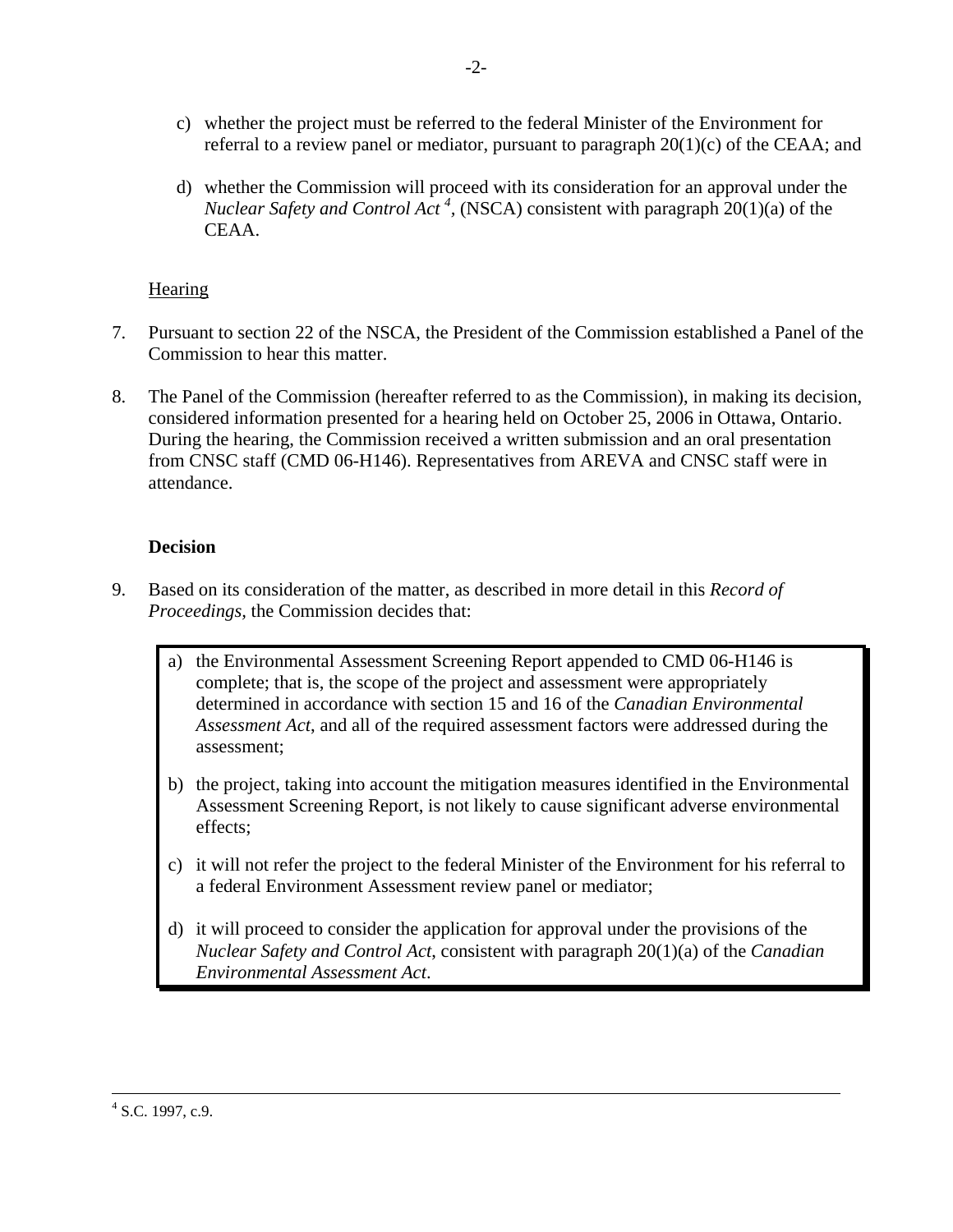c) whether the project must be referred to the federal Minister of the Environment for referral to a review panel or mediator, pursuant to paragraph 20(1)(c) of the CEAA; and

d) whether the Commission will proceed with its consideration for an approval under the *Nuclear Safety and Control Act* [4], (NSCA) consistent with paragraph 20(1)(a) of the CEAA.

Hearing

7. Pursuant to section 22 of the NSCA, the President of the Commission established a Panel of the Commission to hear this matter.

8. The Panel of the Commission (hereafter referred to as the Commission), in making its decision, considered information presented for a hearing held on October 25, 2006 in Ottawa, Ontario. During the hearing, the Commission received a written submission and an oral presentation from CNSC staff (CMD 06-H146). Representatives from AREVA and CNSC staff were in attendance.

**Decision**

9. Based on its consideration of the matter, as described in more detail in this *Record of Proceedings*, the Commission decides that:

> a) the Environmental Assessment Screening Report appended to CMD 06-H146 is complete; that is, the scope of the project and assessment were appropriately determined in accordance with section 15 and 16 of the *Canadian Environmental Assessment Act*, and all of the required assessment factors were addressed during the assessment;
>
> b) the project, taking into account the mitigation measures identified in the Environmental Assessment Screening Report, is not likely to cause significant adverse environmental effects;
>
> c) it will not refer the project to the federal Minister of the Environment for his referral to a federal Environment Assessment review panel or mediator;
>
> d) it will proceed to consider the application for approval under the provisions of the *Nuclear Safety and Control Act*, consistent with paragraph 20(1)(a) of the *Canadian Environmental Assessment Act*.

[4] S.C. 1997, c.9.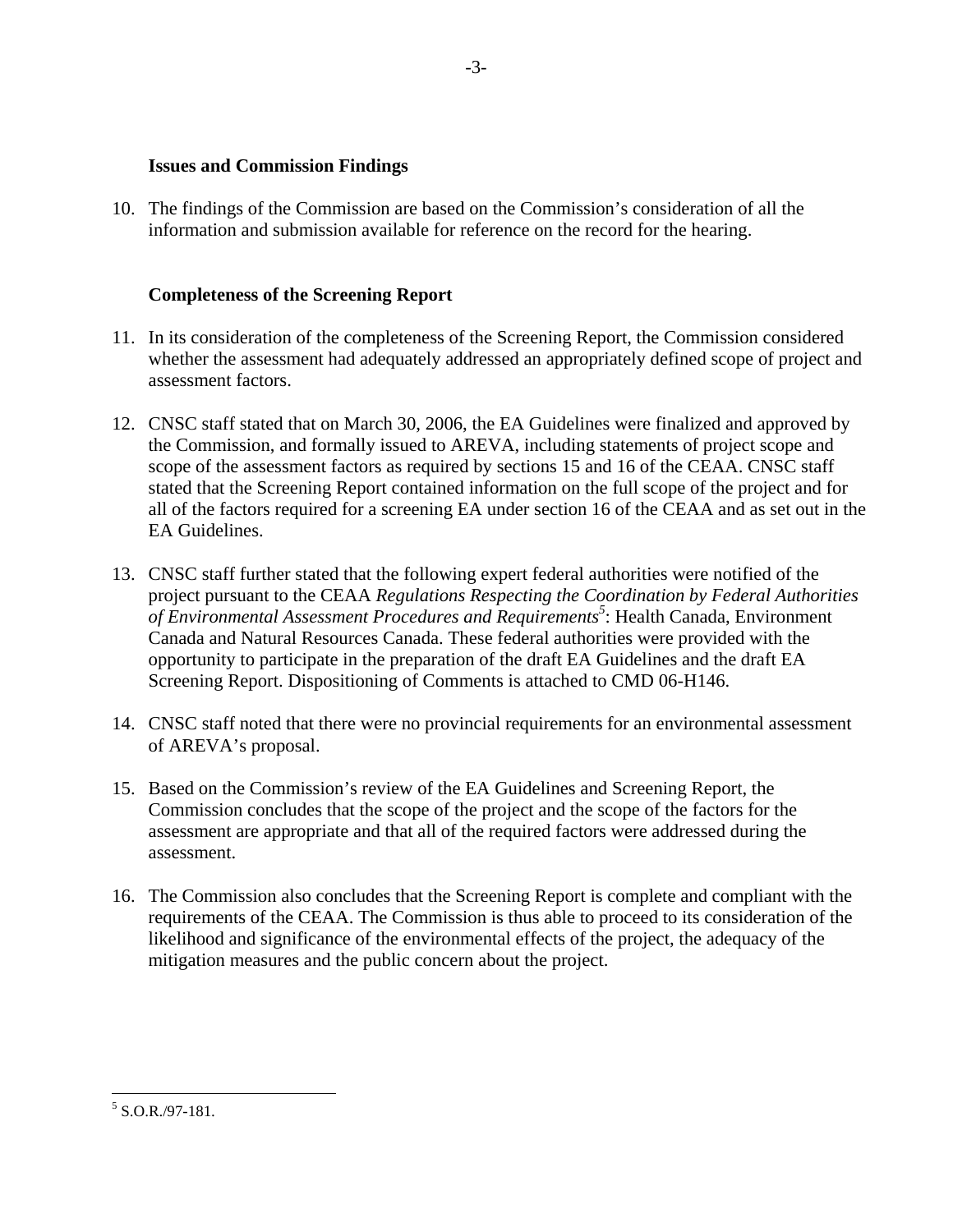**Issues and Commission Findings**

10. The findings of the Commission are based on the Commission's consideration of all the information and submission available for reference on the record for the hearing.

**Completeness of the Screening Report**

11. In its consideration of the completeness of the Screening Report, the Commission considered whether the assessment had adequately addressed an appropriately defined scope of project and assessment factors.

12. CNSC staff stated that on March 30, 2006, the EA Guidelines were finalized and approved by the Commission, and formally issued to AREVA, including statements of project scope and scope of the assessment factors as required by sections 15 and 16 of the CEAA. CNSC staff stated that the Screening Report contained information on the full scope of the project and for all of the factors required for a screening EA under section 16 of the CEAA and as set out in the EA Guidelines.

13. CNSC staff further stated that the following expert federal authorities were notified of the project pursuant to the CEAA *Regulations Respecting the Coordination by Federal Authorities of Environmental Assessment Procedures and Requirements*[5]: Health Canada, Environment Canada and Natural Resources Canada. These federal authorities were provided with the opportunity to participate in the preparation of the draft EA Guidelines and the draft EA Screening Report. Dispositioning of Comments is attached to CMD 06-H146.

14. CNSC staff noted that there were no provincial requirements for an environmental assessment of AREVA's proposal.

15. Based on the Commission's review of the EA Guidelines and Screening Report, the Commission concludes that the scope of the project and the scope of the factors for the assessment are appropriate and that all of the required factors were addressed during the assessment.

16. The Commission also concludes that the Screening Report is complete and compliant with the requirements of the CEAA. The Commission is thus able to proceed to its consideration of the likelihood and significance of the environmental effects of the project, the adequacy of the mitigation measures and the public concern about the project.

---

[5] S.O.R./97-181.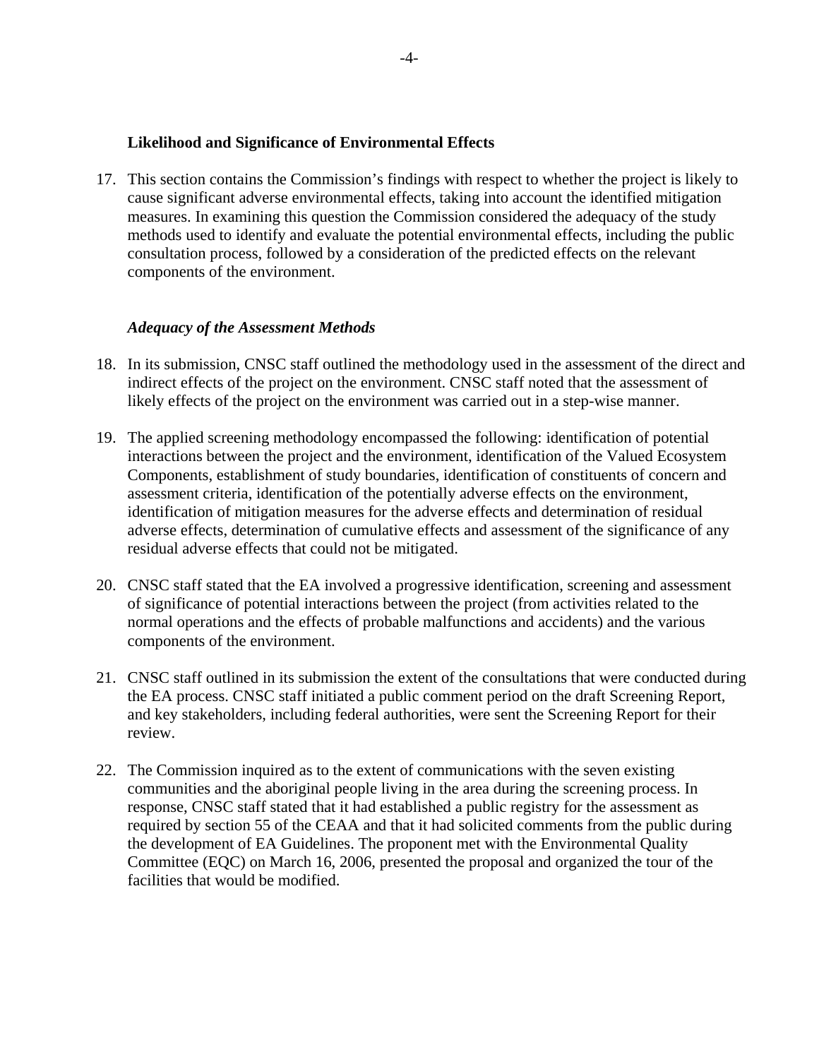**Likelihood and Significance of Environmental Effects**

17. This section contains the Commission's findings with respect to whether the project is likely to cause significant adverse environmental effects, taking into account the identified mitigation measures. In examining this question the Commission considered the adequacy of the study methods used to identify and evaluate the potential environmental effects, including the public consultation process, followed by a consideration of the predicted effects on the relevant components of the environment.

***Adequacy of the Assessment Methods***

18. In its submission, CNSC staff outlined the methodology used in the assessment of the direct and indirect effects of the project on the environment. CNSC staff noted that the assessment of likely effects of the project on the environment was carried out in a step-wise manner.

19. The applied screening methodology encompassed the following: identification of potential interactions between the project and the environment, identification of the Valued Ecosystem Components, establishment of study boundaries, identification of constituents of concern and assessment criteria, identification of the potentially adverse effects on the environment, identification of mitigation measures for the adverse effects and determination of residual adverse effects, determination of cumulative effects and assessment of the significance of any residual adverse effects that could not be mitigated.

20. CNSC staff stated that the EA involved a progressive identification, screening and assessment of significance of potential interactions between the project (from activities related to the normal operations and the effects of probable malfunctions and accidents) and the various components of the environment.

21. CNSC staff outlined in its submission the extent of the consultations that were conducted during the EA process. CNSC staff initiated a public comment period on the draft Screening Report, and key stakeholders, including federal authorities, were sent the Screening Report for their review.

22. The Commission inquired as to the extent of communications with the seven existing communities and the aboriginal people living in the area during the screening process. In response, CNSC staff stated that it had established a public registry for the assessment as required by section 55 of the CEAA and that it had solicited comments from the public during the development of EA Guidelines. The proponent met with the Environmental Quality Committee (EQC) on March 16, 2006, presented the proposal and organized the tour of the facilities that would be modified.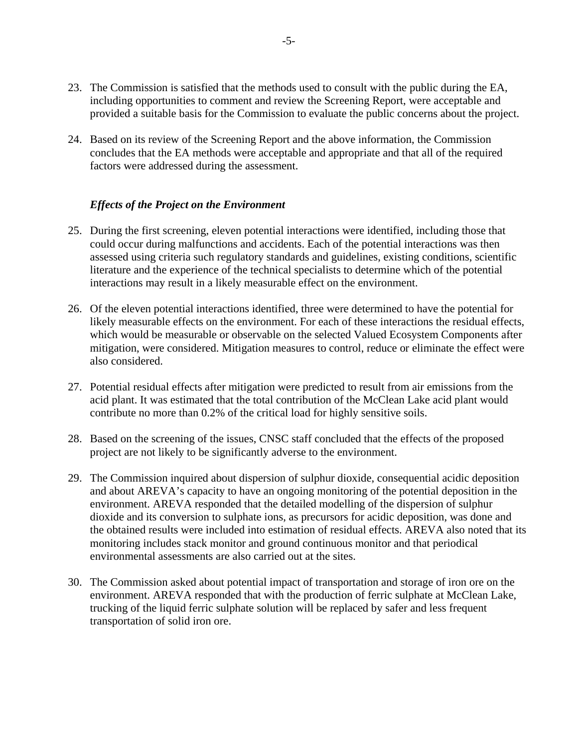23. The Commission is satisfied that the methods used to consult with the public during the EA, including opportunities to comment and review the Screening Report, were acceptable and provided a suitable basis for the Commission to evaluate the public concerns about the project.

24. Based on its review of the Screening Report and the above information, the Commission concludes that the EA methods were acceptable and appropriate and that all of the required factors were addressed during the assessment.

### *Effects of the Project on the Environment*

25. During the first screening, eleven potential interactions were identified, including those that could occur during malfunctions and accidents. Each of the potential interactions was then assessed using criteria such regulatory standards and guidelines, existing conditions, scientific literature and the experience of the technical specialists to determine which of the potential interactions may result in a likely measurable effect on the environment.

26. Of the eleven potential interactions identified, three were determined to have the potential for likely measurable effects on the environment. For each of these interactions the residual effects, which would be measurable or observable on the selected Valued Ecosystem Components after mitigation, were considered. Mitigation measures to control, reduce or eliminate the effect were also considered.

27. Potential residual effects after mitigation were predicted to result from air emissions from the acid plant. It was estimated that the total contribution of the McClean Lake acid plant would contribute no more than 0.2% of the critical load for highly sensitive soils.

28. Based on the screening of the issues, CNSC staff concluded that the effects of the proposed project are not likely to be significantly adverse to the environment.

29. The Commission inquired about dispersion of sulphur dioxide, consequential acidic deposition and about AREVA's capacity to have an ongoing monitoring of the potential deposition in the environment. AREVA responded that the detailed modelling of the dispersion of sulphur dioxide and its conversion to sulphate ions, as precursors for acidic deposition, was done and the obtained results were included into estimation of residual effects. AREVA also noted that its monitoring includes stack monitor and ground continuous monitor and that periodical environmental assessments are also carried out at the sites.

30. The Commission asked about potential impact of transportation and storage of iron ore on the environment. AREVA responded that with the production of ferric sulphate at McClean Lake, trucking of the liquid ferric sulphate solution will be replaced by safer and less frequent transportation of solid iron ore.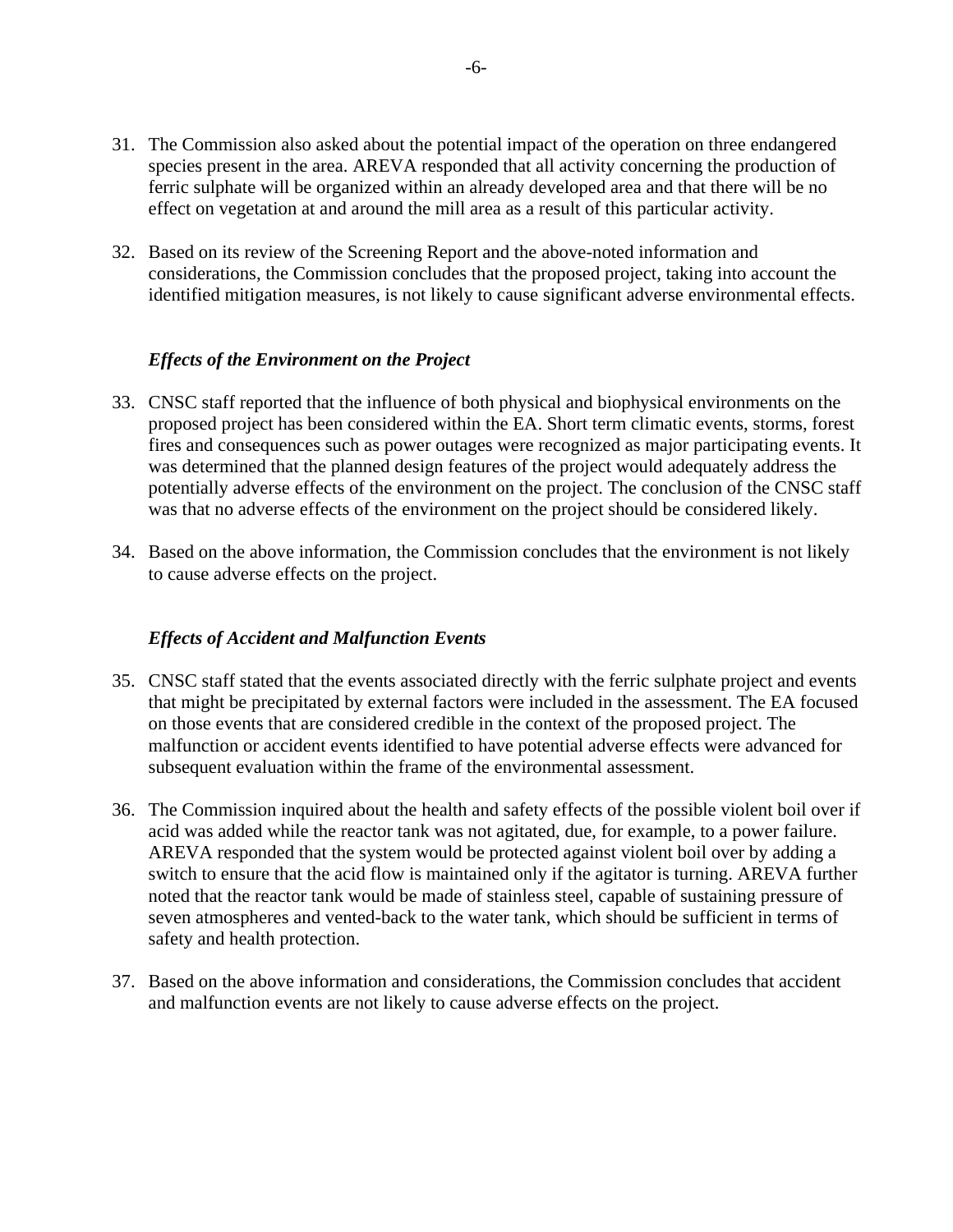31. The Commission also asked about the potential impact of the operation on three endangered species present in the area. AREVA responded that all activity concerning the production of ferric sulphate will be organized within an already developed area and that there will be no effect on vegetation at and around the mill area as a result of this particular activity.

32. Based on its review of the Screening Report and the above-noted information and considerations, the Commission concludes that the proposed project, taking into account the identified mitigation measures, is not likely to cause significant adverse environmental effects.

### *Effects of the Environment on the Project*

33. CNSC staff reported that the influence of both physical and biophysical environments on the proposed project has been considered within the EA. Short term climatic events, storms, forest fires and consequences such as power outages were recognized as major participating events. It was determined that the planned design features of the project would adequately address the potentially adverse effects of the environment on the project. The conclusion of the CNSC staff was that no adverse effects of the environment on the project should be considered likely.

34. Based on the above information, the Commission concludes that the environment is not likely to cause adverse effects on the project.

### *Effects of Accident and Malfunction Events*

35. CNSC staff stated that the events associated directly with the ferric sulphate project and events that might be precipitated by external factors were included in the assessment. The EA focused on those events that are considered credible in the context of the proposed project. The malfunction or accident events identified to have potential adverse effects were advanced for subsequent evaluation within the frame of the environmental assessment.

36. The Commission inquired about the health and safety effects of the possible violent boil over if acid was added while the reactor tank was not agitated, due, for example, to a power failure. AREVA responded that the system would be protected against violent boil over by adding a switch to ensure that the acid flow is maintained only if the agitator is turning. AREVA further noted that the reactor tank would be made of stainless steel, capable of sustaining pressure of seven atmospheres and vented-back to the water tank, which should be sufficient in terms of safety and health protection.

37. Based on the above information and considerations, the Commission concludes that accident and malfunction events are not likely to cause adverse effects on the project.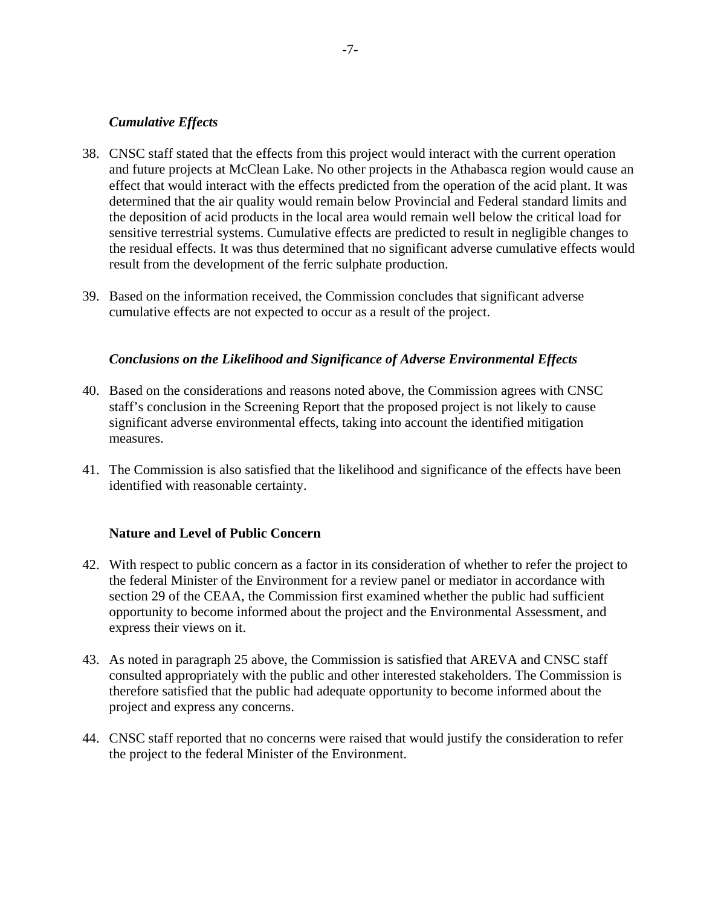### *Cumulative Effects*

38. CNSC staff stated that the effects from this project would interact with the current operation and future projects at McClean Lake. No other projects in the Athabasca region would cause an effect that would interact with the effects predicted from the operation of the acid plant. It was determined that the air quality would remain below Provincial and Federal standard limits and the deposition of acid products in the local area would remain well below the critical load for sensitive terrestrial systems. Cumulative effects are predicted to result in negligible changes to the residual effects. It was thus determined that no significant adverse cumulative effects would result from the development of the ferric sulphate production.

39. Based on the information received, the Commission concludes that significant adverse cumulative effects are not expected to occur as a result of the project.

### *Conclusions on the Likelihood and Significance of Adverse Environmental Effects*

40. Based on the considerations and reasons noted above, the Commission agrees with CNSC staff's conclusion in the Screening Report that the proposed project is not likely to cause significant adverse environmental effects, taking into account the identified mitigation measures.

41. The Commission is also satisfied that the likelihood and significance of the effects have been identified with reasonable certainty.

## Nature and Level of Public Concern

42. With respect to public concern as a factor in its consideration of whether to refer the project to the federal Minister of the Environment for a review panel or mediator in accordance with section 29 of the CEAA, the Commission first examined whether the public had sufficient opportunity to become informed about the project and the Environmental Assessment, and express their views on it.

43. As noted in paragraph 25 above, the Commission is satisfied that AREVA and CNSC staff consulted appropriately with the public and other interested stakeholders. The Commission is therefore satisfied that the public had adequate opportunity to become informed about the project and express any concerns.

44. CNSC staff reported that no concerns were raised that would justify the consideration to refer the project to the federal Minister of the Environment.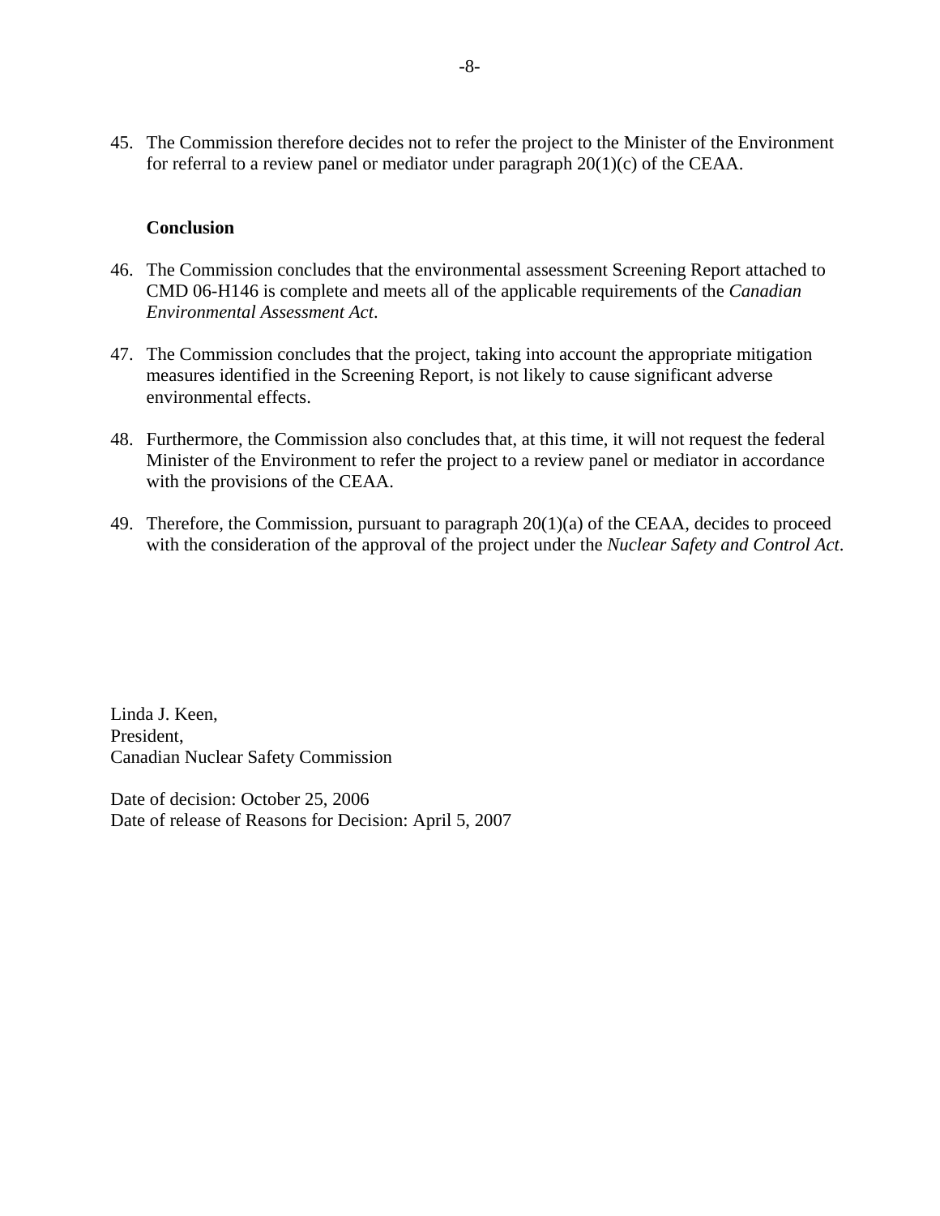45. The Commission therefore decides not to refer the project to the Minister of the Environment for referral to a review panel or mediator under paragraph 20(1)(c) of the CEAA.

**Conclusion**

46. The Commission concludes that the environmental assessment Screening Report attached to CMD 06-H146 is complete and meets all of the applicable requirements of the *Canadian Environmental Assessment Act*.

47. The Commission concludes that the project, taking into account the appropriate mitigation measures identified in the Screening Report, is not likely to cause significant adverse environmental effects.

48. Furthermore, the Commission also concludes that, at this time, it will not request the federal Minister of the Environment to refer the project to a review panel or mediator in accordance with the provisions of the CEAA.

49. Therefore, the Commission, pursuant to paragraph 20(1)(a) of the CEAA, decides to proceed with the consideration of the approval of the project under the *Nuclear Safety and Control Act*.

Linda J. Keen,
President,
Canadian Nuclear Safety Commission

Date of decision: October 25, 2006
Date of release of Reasons for Decision: April 5, 2007